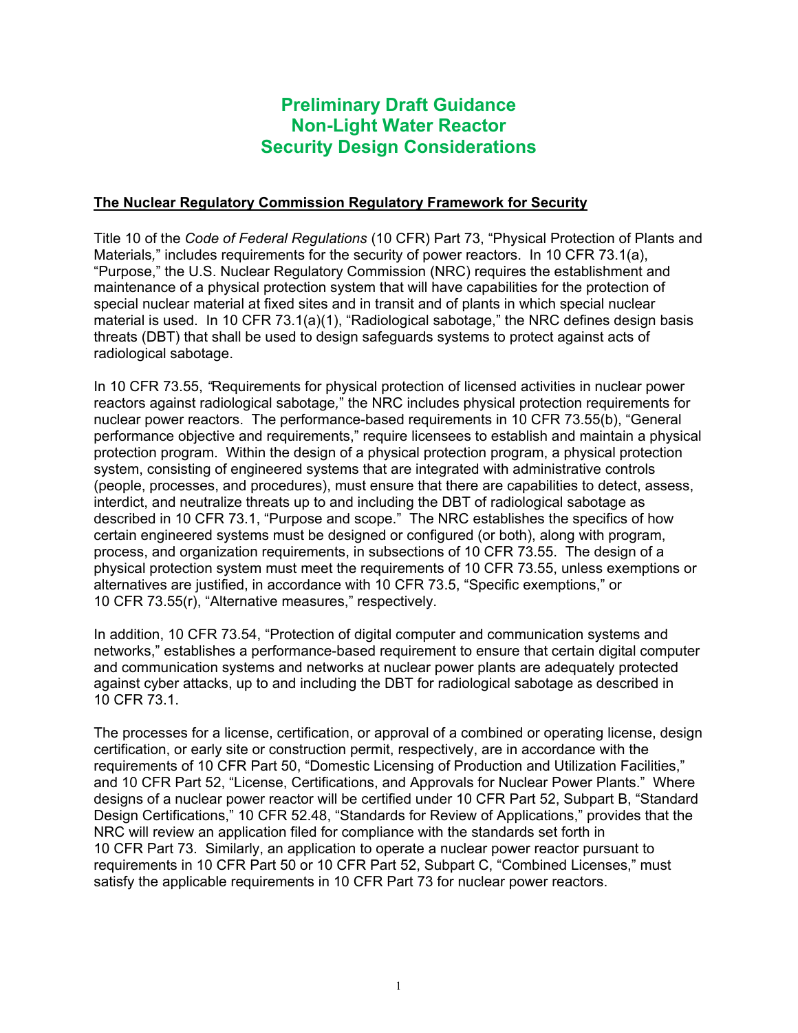# Preliminary Draft Guidance
# Non-Light Water Reactor
# Security Design Considerations

## The Nuclear Regulatory Commission Regulatory Framework for Security

Title 10 of the *Code of Federal Regulations* (10 CFR) Part 73, "Physical Protection of Plants and Materials," includes requirements for the security of power reactors. In 10 CFR 73.1(a), "Purpose," the U.S. Nuclear Regulatory Commission (NRC) requires the establishment and maintenance of a physical protection system that will have capabilities for the protection of special nuclear material at fixed sites and in transit and of plants in which special nuclear material is used. In 10 CFR 73.1(a)(1), "Radiological sabotage," the NRC defines design basis threats (DBT) that shall be used to design safeguards systems to protect against acts of radiological sabotage.

In 10 CFR 73.55, "Requirements for physical protection of licensed activities in nuclear power reactors against radiological sabotage," the NRC includes physical protection requirements for nuclear power reactors. The performance-based requirements in 10 CFR 73.55(b), "General performance objective and requirements," require licensees to establish and maintain a physical protection program. Within the design of a physical protection program, a physical protection system, consisting of engineered systems that are integrated with administrative controls (people, processes, and procedures), must ensure that there are capabilities to detect, assess, interdict, and neutralize threats up to and including the DBT of radiological sabotage as described in 10 CFR 73.1, "Purpose and scope." The NRC establishes the specifics of how certain engineered systems must be designed or configured (or both), along with program, process, and organization requirements, in subsections of 10 CFR 73.55. The design of a physical protection system must meet the requirements of 10 CFR 73.55, unless exemptions or alternatives are justified, in accordance with 10 CFR 73.5, "Specific exemptions," or 10 CFR 73.55(r), "Alternative measures," respectively.

In addition, 10 CFR 73.54, "Protection of digital computer and communication systems and networks," establishes a performance-based requirement to ensure that certain digital computer and communication systems and networks at nuclear power plants are adequately protected against cyber attacks, up to and including the DBT for radiological sabotage as described in 10 CFR 73.1.

The processes for a license, certification, or approval of a combined or operating license, design certification, or early site or construction permit, respectively, are in accordance with the requirements of 10 CFR Part 50, "Domestic Licensing of Production and Utilization Facilities," and 10 CFR Part 52, "License, Certifications, and Approvals for Nuclear Power Plants." Where designs of a nuclear power reactor will be certified under 10 CFR Part 52, Subpart B, "Standard Design Certifications," 10 CFR 52.48, "Standards for Review of Applications," provides that the NRC will review an application filed for compliance with the standards set forth in 10 CFR Part 73. Similarly, an application to operate a nuclear power reactor pursuant to requirements in 10 CFR Part 50 or 10 CFR Part 52, Subpart C, "Combined Licenses," must satisfy the applicable requirements in 10 CFR Part 73 for nuclear power reactors.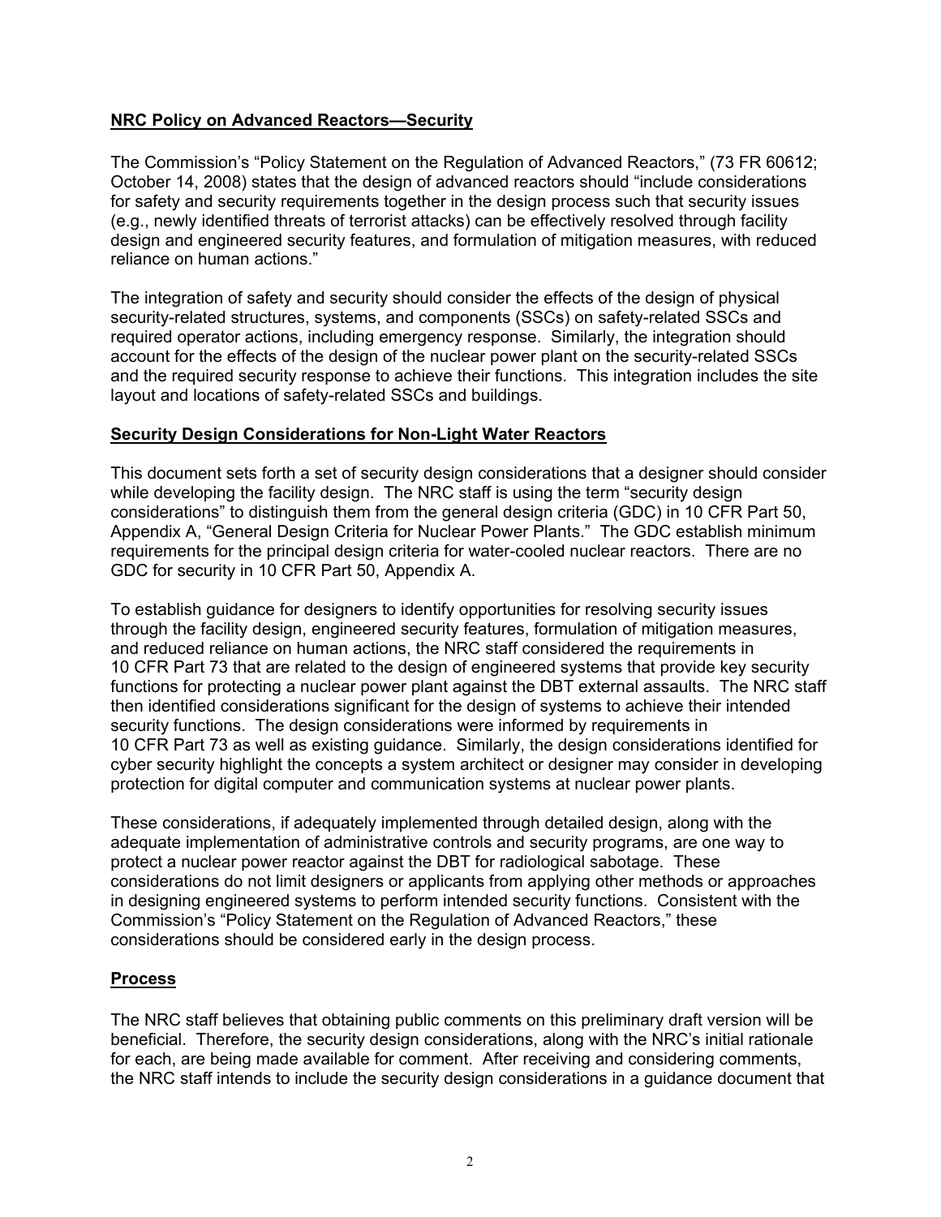## NRC Policy on Advanced Reactors—Security

The Commission's "Policy Statement on the Regulation of Advanced Reactors," (73 FR 60612; October 14, 2008) states that the design of advanced reactors should "include considerations for safety and security requirements together in the design process such that security issues (e.g., newly identified threats of terrorist attacks) can be effectively resolved through facility design and engineered security features, and formulation of mitigation measures, with reduced reliance on human actions."

The integration of safety and security should consider the effects of the design of physical security-related structures, systems, and components (SSCs) on safety-related SSCs and required operator actions, including emergency response. Similarly, the integration should account for the effects of the design of the nuclear power plant on the security-related SSCs and the required security response to achieve their functions. This integration includes the site layout and locations of safety-related SSCs and buildings.

## Security Design Considerations for Non-Light Water Reactors

This document sets forth a set of security design considerations that a designer should consider while developing the facility design. The NRC staff is using the term "security design considerations" to distinguish them from the general design criteria (GDC) in 10 CFR Part 50, Appendix A, "General Design Criteria for Nuclear Power Plants." The GDC establish minimum requirements for the principal design criteria for water-cooled nuclear reactors. There are no GDC for security in 10 CFR Part 50, Appendix A.

To establish guidance for designers to identify opportunities for resolving security issues through the facility design, engineered security features, formulation of mitigation measures, and reduced reliance on human actions, the NRC staff considered the requirements in 10 CFR Part 73 that are related to the design of engineered systems that provide key security functions for protecting a nuclear power plant against the DBT external assaults. The NRC staff then identified considerations significant for the design of systems to achieve their intended security functions. The design considerations were informed by requirements in 10 CFR Part 73 as well as existing guidance. Similarly, the design considerations identified for cyber security highlight the concepts a system architect or designer may consider in developing protection for digital computer and communication systems at nuclear power plants.

These considerations, if adequately implemented through detailed design, along with the adequate implementation of administrative controls and security programs, are one way to protect a nuclear power reactor against the DBT for radiological sabotage. These considerations do not limit designers or applicants from applying other methods or approaches in designing engineered systems to perform intended security functions. Consistent with the Commission's "Policy Statement on the Regulation of Advanced Reactors," these considerations should be considered early in the design process.

## Process

The NRC staff believes that obtaining public comments on this preliminary draft version will be beneficial. Therefore, the security design considerations, along with the NRC's initial rationale for each, are being made available for comment. After receiving and considering comments, the NRC staff intends to include the security design considerations in a guidance document that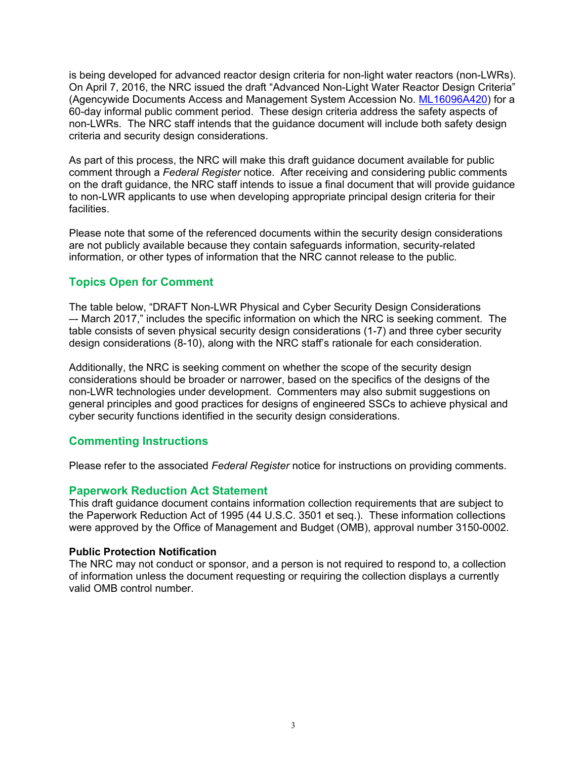is being developed for advanced reactor design criteria for non-light water reactors (non-LWRs). On April 7, 2016, the NRC issued the draft "Advanced Non-Light Water Reactor Design Criteria" (Agencywide Documents Access and Management System Accession No. ML16096A420) for a 60-day informal public comment period. These design criteria address the safety aspects of non-LWRs. The NRC staff intends that the guidance document will include both safety design criteria and security design considerations.

As part of this process, the NRC will make this draft guidance document available for public comment through a *Federal Register* notice. After receiving and considering public comments on the draft guidance, the NRC staff intends to issue a final document that will provide guidance to non-LWR applicants to use when developing appropriate principal design criteria for their facilities.

Please note that some of the referenced documents within the security design considerations are not publicly available because they contain safeguards information, security-related information, or other types of information that the NRC cannot release to the public.

## Topics Open for Comment

The table below, "DRAFT Non-LWR Physical and Cyber Security Design Considerations –- March 2017," includes the specific information on which the NRC is seeking comment. The table consists of seven physical security design considerations (1-7) and three cyber security design considerations (8-10), along with the NRC staff's rationale for each consideration.

Additionally, the NRC is seeking comment on whether the scope of the security design considerations should be broader or narrower, based on the specifics of the designs of the non-LWR technologies under development. Commenters may also submit suggestions on general principles and good practices for designs of engineered SSCs to achieve physical and cyber security functions identified in the security design considerations.

## Commenting Instructions

Please refer to the associated *Federal Register* notice for instructions on providing comments.

## Paperwork Reduction Act Statement

This draft guidance document contains information collection requirements that are subject to the Paperwork Reduction Act of 1995 (44 U.S.C. 3501 et seq.). These information collections were approved by the Office of Management and Budget (OMB), approval number 3150-0002.

**Public Protection Notification**

The NRC may not conduct or sponsor, and a person is not required to respond to, a collection of information unless the document requesting or requiring the collection displays a currently valid OMB control number.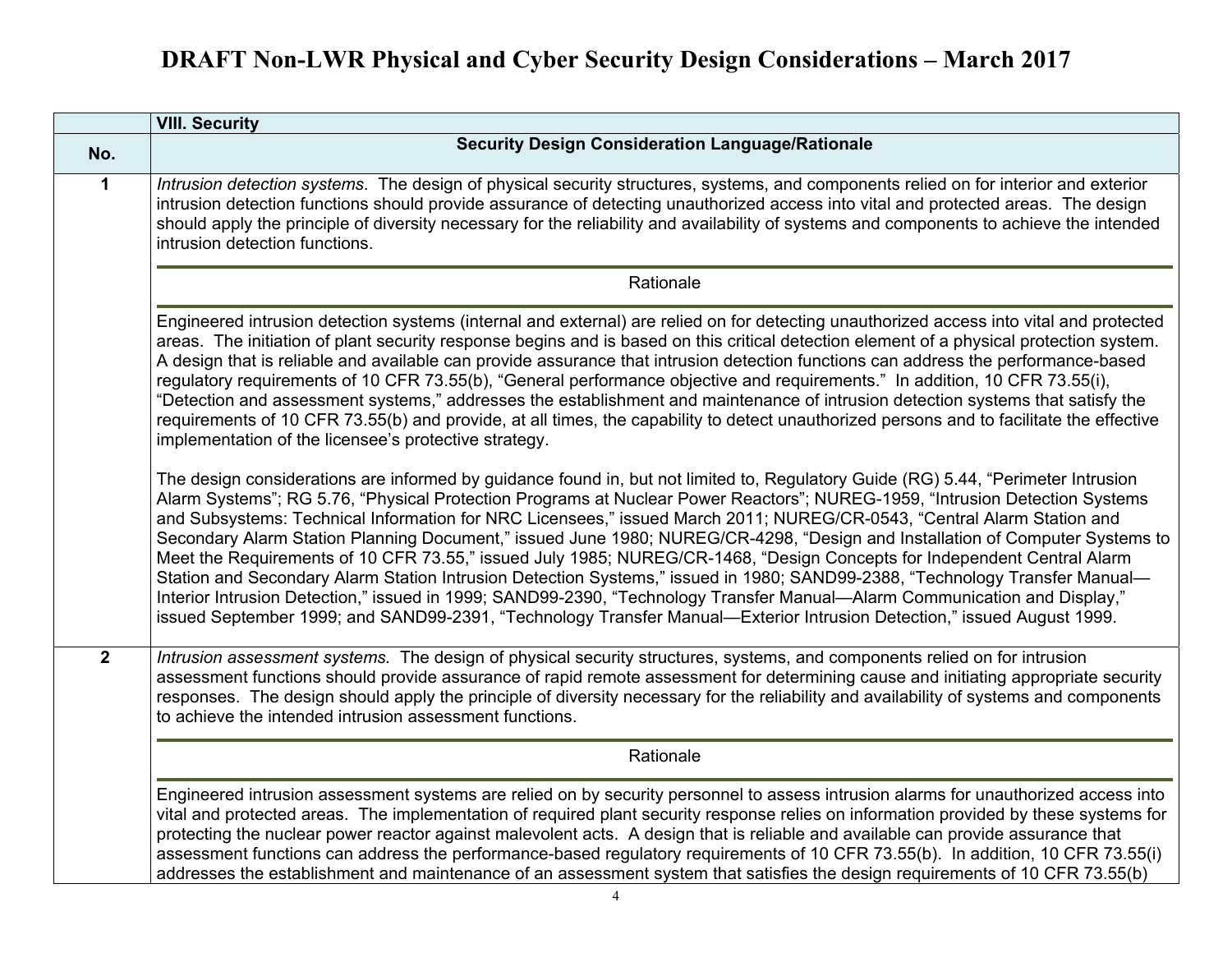# DRAFT Non-LWR Physical and Cyber Security Design Considerations – March 2017

| | VIII. Security |
|---|---|
| **No.** | **Security Design Consideration Language/Rationale** |
| **1** | *Intrusion detection systems*. The design of physical security structures, systems, and components relied on for interior and exterior intrusion detection functions should provide assurance of detecting unauthorized access into vital and protected areas. The design should apply the principle of diversity necessary for the reliability and availability of systems and components to achieve the intended intrusion detection functions.<br><br>Rationale<br><br>Engineered intrusion detection systems (internal and external) are relied on for detecting unauthorized access into vital and protected areas. The initiation of plant security response begins and is based on this critical detection element of a physical protection system. A design that is reliable and available can provide assurance that intrusion detection functions can address the performance-based regulatory requirements of 10 CFR 73.55(b), "General performance objective and requirements." In addition, 10 CFR 73.55(i), "Detection and assessment systems," addresses the establishment and maintenance of intrusion detection systems that satisfy the requirements of 10 CFR 73.55(b) and provide, at all times, the capability to detect unauthorized persons and to facilitate the effective implementation of the licensee's protective strategy.<br><br>The design considerations are informed by guidance found in, but not limited to, Regulatory Guide (RG) 5.44, "Perimeter Intrusion Alarm Systems"; RG 5.76, "Physical Protection Programs at Nuclear Power Reactors"; NUREG-1959, "Intrusion Detection Systems and Subsystems: Technical Information for NRC Licensees," issued March 2011; NUREG/CR-0543, "Central Alarm Station and Secondary Alarm Station Planning Document," issued June 1980; NUREG/CR-4298, "Design and Installation of Computer Systems to Meet the Requirements of 10 CFR 73.55," issued July 1985; NUREG/CR-1468, "Design Concepts for Independent Central Alarm Station and Secondary Alarm Station Intrusion Detection Systems," issued in 1980; SAND99-2388, "Technology Transfer Manual—Interior Intrusion Detection," issued in 1999; SAND99-2390, "Technology Transfer Manual—Alarm Communication and Display," issued September 1999; and SAND99-2391, "Technology Transfer Manual—Exterior Intrusion Detection," issued August 1999. |
| **2** | *Intrusion assessment systems.* The design of physical security structures, systems, and components relied on for intrusion assessment functions should provide assurance of rapid remote assessment for determining cause and initiating appropriate security responses. The design should apply the principle of diversity necessary for the reliability and availability of systems and components to achieve the intended intrusion assessment functions.<br><br>Rationale<br><br>Engineered intrusion assessment systems are relied on by security personnel to assess intrusion alarms for unauthorized access into vital and protected areas. The implementation of required plant security response relies on information provided by these systems for protecting the nuclear power reactor against malevolent acts. A design that is reliable and available can provide assurance that assessment functions can address the performance-based regulatory requirements of 10 CFR 73.55(b). In addition, 10 CFR 73.55(i) addresses the establishment and maintenance of an assessment system that satisfies the design requirements of 10 CFR 73.55(b) |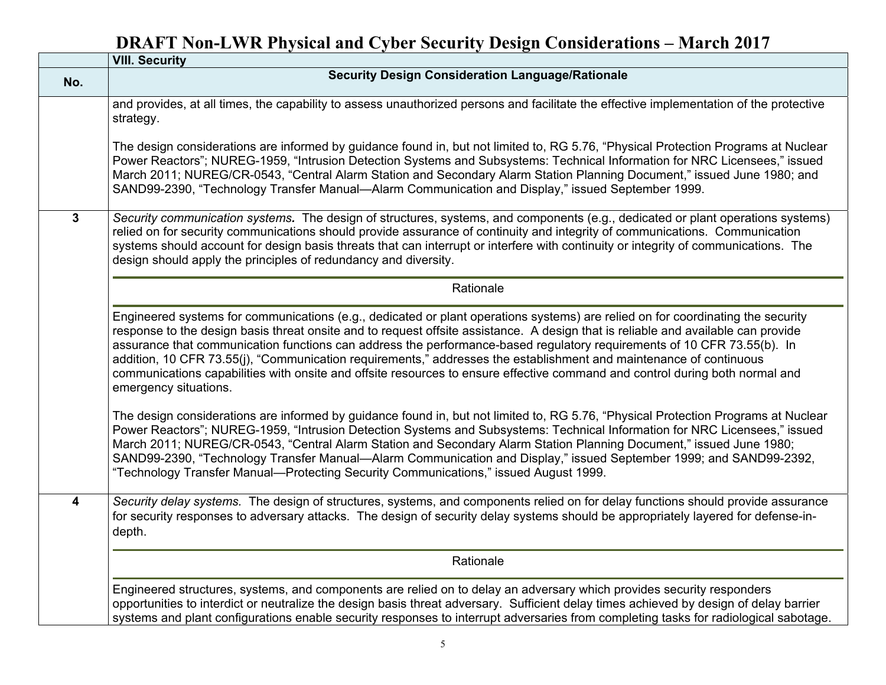| No. | VIII. Security<br>Security Design Consideration Language/Rationale |
|---|---|
| | and provides, at all times, the capability to assess unauthorized persons and facilitate the effective implementation of the protective strategy.<br><br>The design considerations are informed by guidance found in, but not limited to, RG 5.76, "Physical Protection Programs at Nuclear Power Reactors"; NUREG-1959, "Intrusion Detection Systems and Subsystems: Technical Information for NRC Licensees," issued March 2011; NUREG/CR-0543, "Central Alarm Station and Secondary Alarm Station Planning Document," issued June 1980; and SAND99-2390, "Technology Transfer Manual—Alarm Communication and Display," issued September 1999. |
| **3** | *Security communication systems.* The design of structures, systems, and components (e.g., dedicated or plant operations systems) relied on for security communications should provide assurance of continuity and integrity of communications. Communication systems should account for design basis threats that can interrupt or interfere with continuity or integrity of communications. The design should apply the principles of redundancy and diversity.<br><br>Rationale<br><br>Engineered systems for communications (e.g., dedicated or plant operations systems) are relied on for coordinating the security response to the design basis threat onsite and to request offsite assistance. A design that is reliable and available can provide assurance that communication functions can address the performance-based regulatory requirements of 10 CFR 73.55(b). In addition, 10 CFR 73.55(j), "Communication requirements," addresses the establishment and maintenance of continuous communications capabilities with onsite and offsite resources to ensure effective command and control during both normal and emergency situations.<br><br>The design considerations are informed by guidance found in, but not limited to, RG 5.76, "Physical Protection Programs at Nuclear Power Reactors"; NUREG-1959, "Intrusion Detection Systems and Subsystems: Technical Information for NRC Licensees," issued March 2011; NUREG/CR-0543, "Central Alarm Station and Secondary Alarm Station Planning Document," issued June 1980; SAND99-2390, "Technology Transfer Manual—Alarm Communication and Display," issued September 1999; and SAND99-2392, "Technology Transfer Manual—Protecting Security Communications," issued August 1999. |
| **4** | *Security delay systems.* The design of structures, systems, and components relied on for delay functions should provide assurance for security responses to adversary attacks. The design of security delay systems should be appropriately layered for defense-in-depth.<br><br>Rationale<br><br>Engineered structures, systems, and components are relied on to delay an adversary which provides security responders opportunities to interdict or neutralize the design basis threat adversary. Sufficient delay times achieved by design of delay barrier systems and plant configurations enable security responses to interrupt adversaries from completing tasks for radiological sabotage. |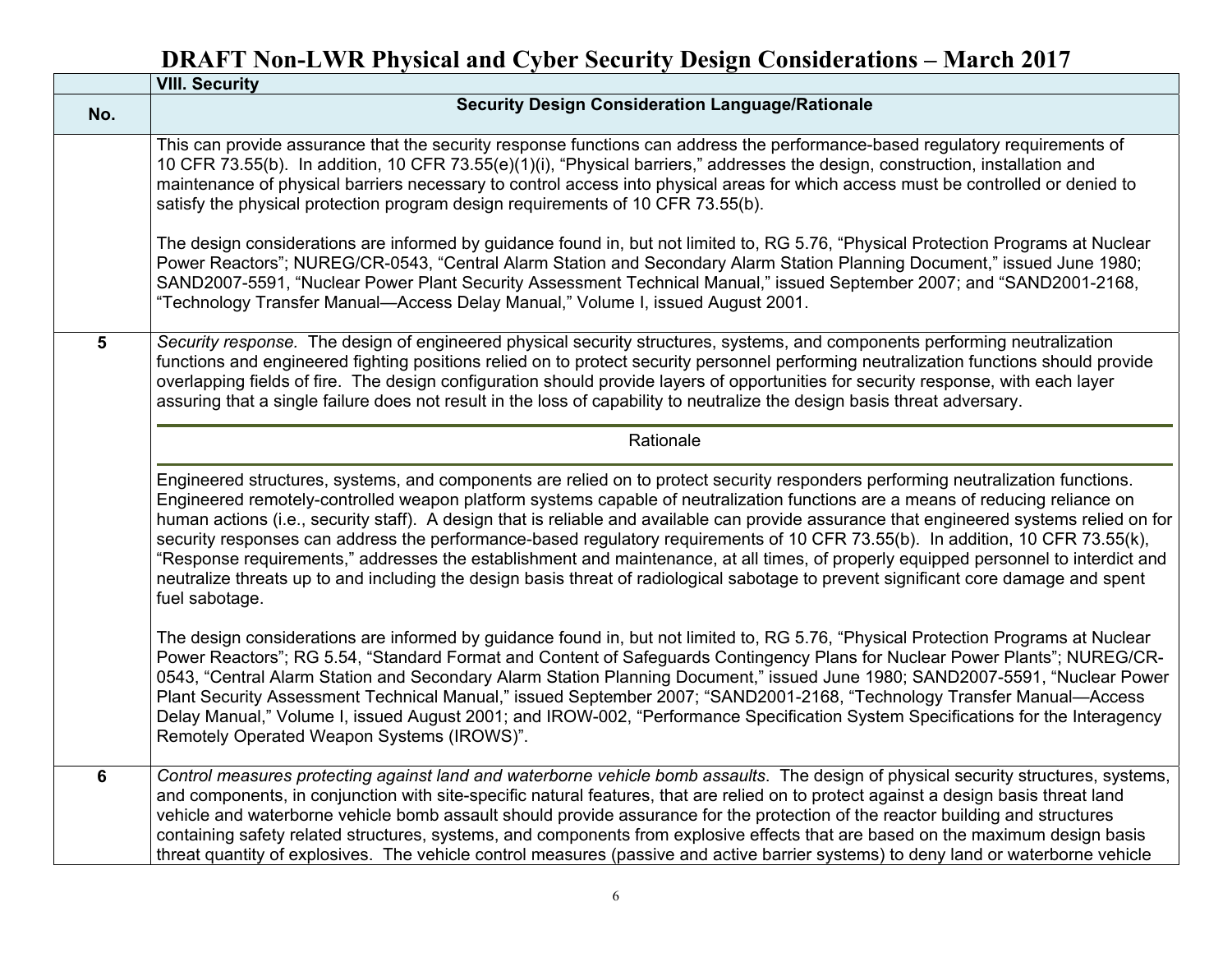# DRAFT Non-LWR Physical and Cyber Security Design Considerations – March 2017

| | VIII. Security |
|---|---|
| **No.** | **Security Design Consideration Language/Rationale** |
| | This can provide assurance that the security response functions can address the performance-based regulatory requirements of 10 CFR 73.55(b). In addition, 10 CFR 73.55(e)(1)(i), “Physical barriers,” addresses the design, construction, installation and maintenance of physical barriers necessary to control access into physical areas for which access must be controlled or denied to satisfy the physical protection program design requirements of 10 CFR 73.55(b).<br><br>The design considerations are informed by guidance found in, but not limited to, RG 5.76, “Physical Protection Programs at Nuclear Power Reactors”; NUREG/CR-0543, “Central Alarm Station and Secondary Alarm Station Planning Document,” issued June 1980; SAND2007-5591, “Nuclear Power Plant Security Assessment Technical Manual,” issued September 2007; and “SAND2001-2168, “Technology Transfer Manual—Access Delay Manual,” Volume I, issued August 2001. |
| **5** | *Security response.* The design of engineered physical security structures, systems, and components performing neutralization functions and engineered fighting positions relied on to protect security personnel performing neutralization functions should provide overlapping fields of fire. The design configuration should provide layers of opportunities for security response, with each layer assuring that a single failure does not result in the loss of capability to neutralize the design basis threat adversary.<br><br>Rationale<br><br>Engineered structures, systems, and components are relied on to protect security responders performing neutralization functions. Engineered remotely-controlled weapon platform systems capable of neutralization functions are a means of reducing reliance on human actions (i.e., security staff). A design that is reliable and available can provide assurance that engineered systems relied on for security responses can address the performance-based regulatory requirements of 10 CFR 73.55(b). In addition, 10 CFR 73.55(k), “Response requirements,” addresses the establishment and maintenance, at all times, of properly equipped personnel to interdict and neutralize threats up to and including the design basis threat of radiological sabotage to prevent significant core damage and spent fuel sabotage.<br><br>The design considerations are informed by guidance found in, but not limited to, RG 5.76, “Physical Protection Programs at Nuclear Power Reactors”; RG 5.54, “Standard Format and Content of Safeguards Contingency Plans for Nuclear Power Plants”; NUREG/CR-0543, “Central Alarm Station and Secondary Alarm Station Planning Document,” issued June 1980; SAND2007-5591, “Nuclear Power Plant Security Assessment Technical Manual,” issued September 2007; “SAND2001-2168, “Technology Transfer Manual—Access Delay Manual,” Volume I, issued August 2001; and IROW-002, “Performance Specification System Specifications for the Interagency Remotely Operated Weapon Systems (IROWS)”. |
| **6** | *Control measures protecting against land and waterborne vehicle bomb assaults*. The design of physical security structures, systems, and components, in conjunction with site-specific natural features, that are relied on to protect against a design basis threat land vehicle and waterborne vehicle bomb assault should provide assurance for the protection of the reactor building and structures containing safety related structures, systems, and components from explosive effects that are based on the maximum design basis threat quantity of explosives. The vehicle control measures (passive and active barrier systems) to deny land or waterborne vehicle |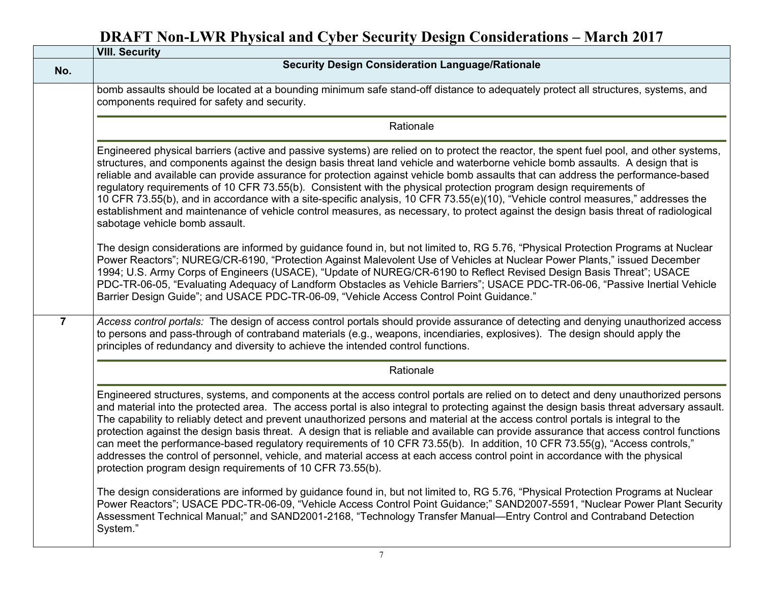# DRAFT Non-LWR Physical and Cyber Security Design Considerations – March 2017

| | VIII. Security |
|---|---|
| **No.** | **Security Design Consideration Language/Rationale** |
| | bomb assaults should be located at a bounding minimum safe stand-off distance to adequately protect all structures, systems, and components required for safety and security.<br><br>Rationale<br><br>Engineered physical barriers (active and passive systems) are relied on to protect the reactor, the spent fuel pool, and other systems, structures, and components against the design basis threat land vehicle and waterborne vehicle bomb assaults. A design that is reliable and available can provide assurance for protection against vehicle bomb assaults that can address the performance-based regulatory requirements of 10 CFR 73.55(b). Consistent with the physical protection program design requirements of 10 CFR 73.55(b), and in accordance with a site-specific analysis, 10 CFR 73.55(e)(10), "Vehicle control measures," addresses the establishment and maintenance of vehicle control measures, as necessary, to protect against the design basis threat of radiological sabotage vehicle bomb assault.<br><br>The design considerations are informed by guidance found in, but not limited to, RG 5.76, "Physical Protection Programs at Nuclear Power Reactors"; NUREG/CR-6190, "Protection Against Malevolent Use of Vehicles at Nuclear Power Plants," issued December 1994; U.S. Army Corps of Engineers (USACE), "Update of NUREG/CR-6190 to Reflect Revised Design Basis Threat"; USACE PDC-TR-06-05, "Evaluating Adequacy of Landform Obstacles as Vehicle Barriers"; USACE PDC-TR-06-06, "Passive Inertial Vehicle Barrier Design Guide"; and USACE PDC-TR-06-09, "Vehicle Access Control Point Guidance." |
| **7** | *Access control portals:* The design of access control portals should provide assurance of detecting and denying unauthorized access to persons and pass-through of contraband materials (e.g., weapons, incendiaries, explosives). The design should apply the principles of redundancy and diversity to achieve the intended control functions.<br><br>Rationale<br><br>Engineered structures, systems, and components at the access control portals are relied on to detect and deny unauthorized persons and material into the protected area. The access portal is also integral to protecting against the design basis threat adversary assault. The capability to reliably detect and prevent unauthorized persons and material at the access control portals is integral to the protection against the design basis threat. A design that is reliable and available can provide assurance that access control functions can meet the performance-based regulatory requirements of 10 CFR 73.55(b). In addition, 10 CFR 73.55(g), "Access controls," addresses the control of personnel, vehicle, and material access at each access control point in accordance with the physical protection program design requirements of 10 CFR 73.55(b).<br><br>The design considerations are informed by guidance found in, but not limited to, RG 5.76, "Physical Protection Programs at Nuclear Power Reactors"; USACE PDC-TR-06-09, "Vehicle Access Control Point Guidance;" SAND2007-5591, "Nuclear Power Plant Security Assessment Technical Manual;" and SAND2001-2168, "Technology Transfer Manual—Entry Control and Contraband Detection System." |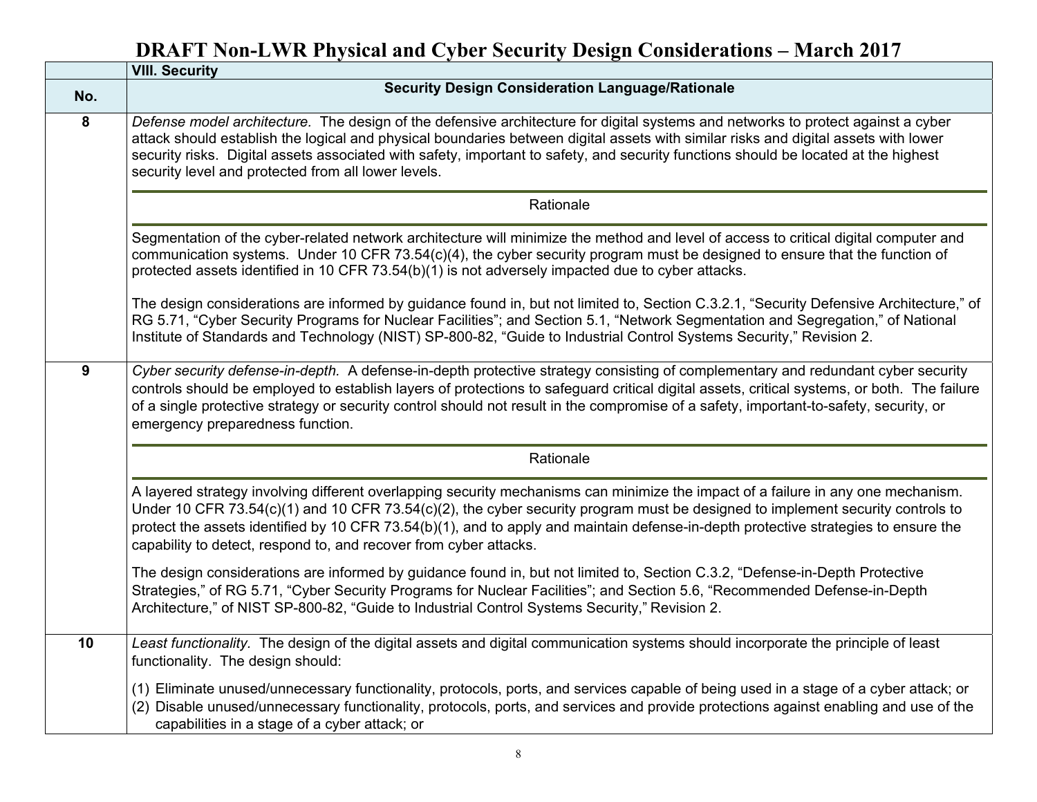# DRAFT Non-LWR Physical and Cyber Security Design Considerations – March 2017

| | VIII. Security |
|---|---|
| **No.** | **Security Design Consideration Language/Rationale** |
| **8** | *Defense model architecture.* The design of the defensive architecture for digital systems and networks to protect against a cyber attack should establish the logical and physical boundaries between digital assets with similar risks and digital assets with lower security risks. Digital assets associated with safety, important to safety, and security functions should be located at the highest security level and protected from all lower levels.<br><br>Rationale<br><br>Segmentation of the cyber-related network architecture will minimize the method and level of access to critical digital computer and communication systems. Under 10 CFR 73.54(c)(4), the cyber security program must be designed to ensure that the function of protected assets identified in 10 CFR 73.54(b)(1) is not adversely impacted due to cyber attacks.<br><br>The design considerations are informed by guidance found in, but not limited to, Section C.3.2.1, "Security Defensive Architecture," of RG 5.71, "Cyber Security Programs for Nuclear Facilities"; and Section 5.1, "Network Segmentation and Segregation," of National Institute of Standards and Technology (NIST) SP-800-82, "Guide to Industrial Control Systems Security," Revision 2. |
| **9** | *Cyber security defense-in-depth.* A defense-in-depth protective strategy consisting of complementary and redundant cyber security controls should be employed to establish layers of protections to safeguard critical digital assets, critical systems, or both. The failure of a single protective strategy or security control should not result in the compromise of a safety, important-to-safety, security, or emergency preparedness function.<br><br>Rationale<br><br>A layered strategy involving different overlapping security mechanisms can minimize the impact of a failure in any one mechanism. Under 10 CFR 73.54(c)(1) and 10 CFR 73.54(c)(2), the cyber security program must be designed to implement security controls to protect the assets identified by 10 CFR 73.54(b)(1), and to apply and maintain defense-in-depth protective strategies to ensure the capability to detect, respond to, and recover from cyber attacks.<br><br>The design considerations are informed by guidance found in, but not limited to, Section C.3.2, "Defense-in-Depth Protective Strategies," of RG 5.71, "Cyber Security Programs for Nuclear Facilities"; and Section 5.6, "Recommended Defense-in-Depth Architecture," of NIST SP-800-82, "Guide to Industrial Control Systems Security," Revision 2. |
| **10** | *Least functionality.* The design of the digital assets and digital communication systems should incorporate the principle of least functionality. The design should:<br><br>(1) Eliminate unused/unnecessary functionality, protocols, ports, and services capable of being used in a stage of a cyber attack; or<br>(2) Disable unused/unnecessary functionality, protocols, ports, and services and provide protections against enabling and use of the capabilities in a stage of a cyber attack; or |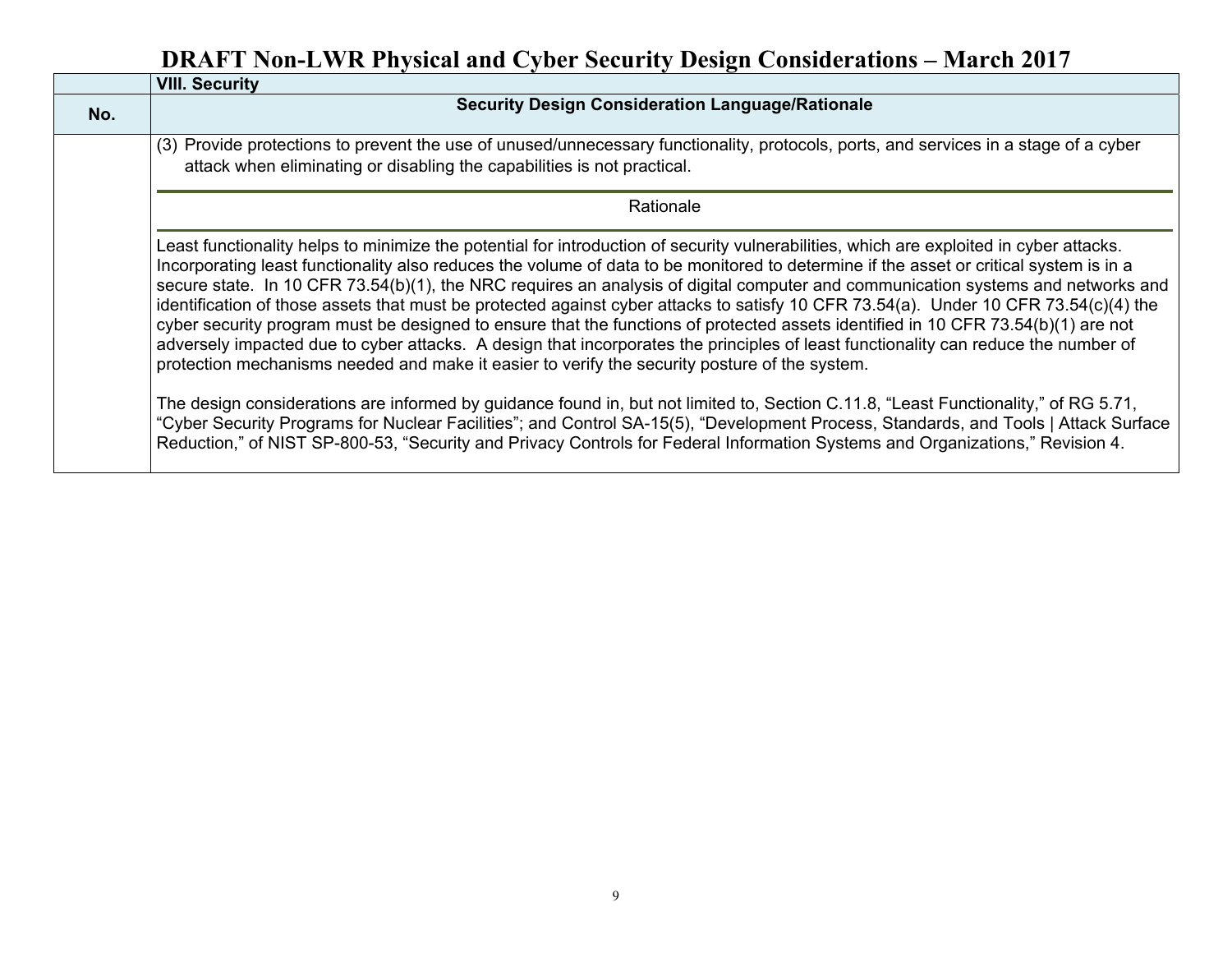# DRAFT Non-LWR Physical and Cyber Security Design Considerations – March 2017

| | VIII. Security |
|---|---|
| **No.** | **Security Design Consideration Language/Rationale** |
| | (3) Provide protections to prevent the use of unused/unnecessary functionality, protocols, ports, and services in a stage of a cyber attack when eliminating or disabling the capabilities is not practical.<br><br>Rationale<br><br>Least functionality helps to minimize the potential for introduction of security vulnerabilities, which are exploited in cyber attacks. Incorporating least functionality also reduces the volume of data to be monitored to determine if the asset or critical system is in a secure state. In 10 CFR 73.54(b)(1), the NRC requires an analysis of digital computer and communication systems and networks and identification of those assets that must be protected against cyber attacks to satisfy 10 CFR 73.54(a). Under 10 CFR 73.54(c)(4) the cyber security program must be designed to ensure that the functions of protected assets identified in 10 CFR 73.54(b)(1) are not adversely impacted due to cyber attacks. A design that incorporates the principles of least functionality can reduce the number of protection mechanisms needed and make it easier to verify the security posture of the system.<br><br>The design considerations are informed by guidance found in, but not limited to, Section C.11.8, "Least Functionality," of RG 5.71, "Cyber Security Programs for Nuclear Facilities"; and Control SA-15(5), "Development Process, Standards, and Tools \| Attack Surface Reduction," of NIST SP-800-53, "Security and Privacy Controls for Federal Information Systems and Organizations," Revision 4. |